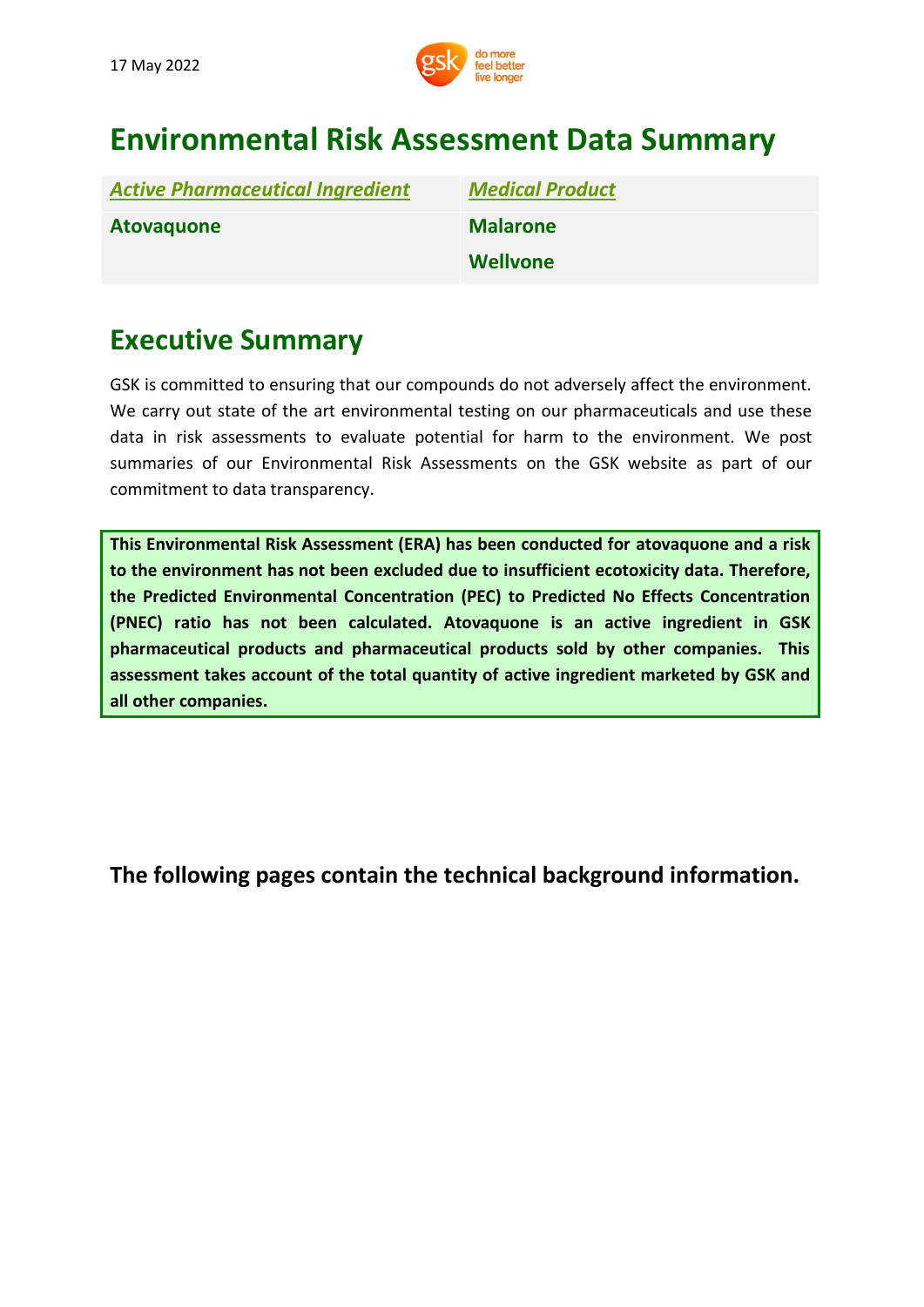17 May 2022

# Environmental Risk Assessment Data Summary

| *Active Pharmaceutical Ingredient* | *Medical Product* |
|---|---|
| **Atovaquone** | **Malarone** |
| | **Wellvone** |

## Executive Summary

GSK is committed to ensuring that our compounds do not adversely affect the environment. We carry out state of the art environmental testing on our pharmaceuticals and use these data in risk assessments to evaluate potential for harm to the environment. We post summaries of our Environmental Risk Assessments on the GSK website as part of our commitment to data transparency.

**This Environmental Risk Assessment (ERA) has been conducted for atovaquone and a risk to the environment has not been excluded due to insufficient ecotoxicity data. Therefore, the Predicted Environmental Concentration (PEC) to Predicted No Effects Concentration (PNEC) ratio has not been calculated. Atovaquone is an active ingredient in GSK pharmaceutical products and pharmaceutical products sold by other companies. This assessment takes account of the total quantity of active ingredient marketed by GSK and all other companies.**

**The following pages contain the technical background information.**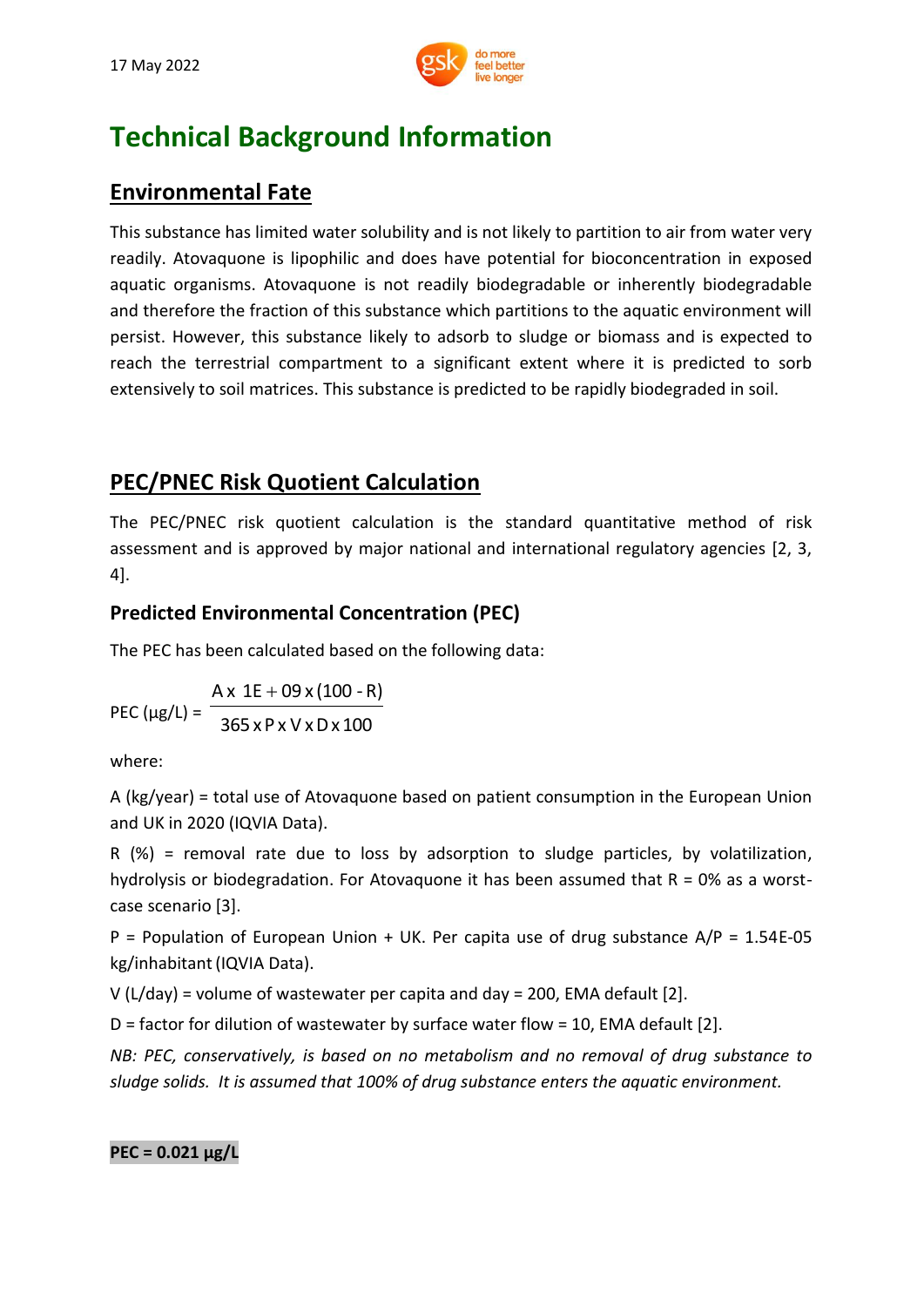# Technical Background Information

## Environmental Fate

This substance has limited water solubility and is not likely to partition to air from water very readily. Atovaquone is lipophilic and does have potential for bioconcentration in exposed aquatic organisms. Atovaquone is not readily biodegradable or inherently biodegradable and therefore the fraction of this substance which partitions to the aquatic environment will persist. However, this substance likely to adsorb to sludge or biomass and is expected to reach the terrestrial compartment to a significant extent where it is predicted to sorb extensively to soil matrices. This substance is predicted to be rapidly biodegraded in soil.

## PEC/PNEC Risk Quotient Calculation

The PEC/PNEC risk quotient calculation is the standard quantitative method of risk assessment and is approved by major national and international regulatory agencies [2, 3, 4].

### Predicted Environmental Concentration (PEC)

The PEC has been calculated based on the following data:

$$\text{PEC } (\mu g/L) = \frac{A \times 1E+09 \times (100 - R)}{365 \times P \times V \times D \times 100}$$

where:

A (kg/year) = total use of Atovaquone based on patient consumption in the European Union and UK in 2020 (IQVIA Data).

R (%) = removal rate due to loss by adsorption to sludge particles, by volatilization, hydrolysis or biodegradation. For Atovaquone it has been assumed that R = 0% as a worst-case scenario [3].

P = Population of European Union + UK. Per capita use of drug substance A/P = 1.54E-05 kg/inhabitant (IQVIA Data).

V (L/day) = volume of wastewater per capita and day = 200, EMA default [2].

D = factor for dilution of wastewater by surface water flow = 10, EMA default [2].

*NB: PEC, conservatively, is based on no metabolism and no removal of drug substance to sludge solids. It is assumed that 100% of drug substance enters the aquatic environment.*

**PEC = 0.021 µg/L**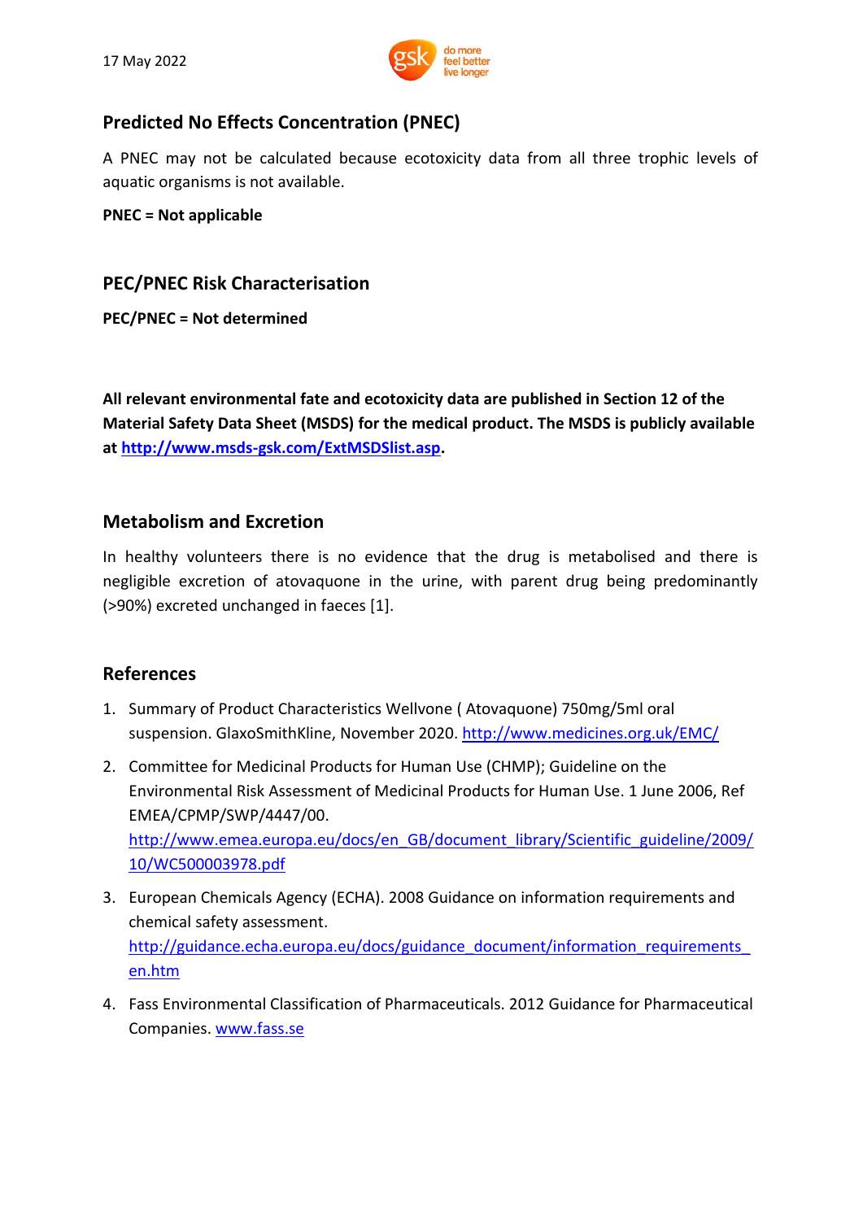## Predicted No Effects Concentration (PNEC)

A PNEC may not be calculated because ecotoxicity data from all three trophic levels of aquatic organisms is not available.

**PNEC = Not applicable**

## PEC/PNEC Risk Characterisation

**PEC/PNEC = Not determined**

**All relevant environmental fate and ecotoxicity data are published in Section 12 of the Material Safety Data Sheet (MSDS) for the medical product. The MSDS is publicly available at http://www.msds-gsk.com/ExtMSDSlist.asp.**

## Metabolism and Excretion

In healthy volunteers there is no evidence that the drug is metabolised and there is negligible excretion of atovaquone in the urine, with parent drug being predominantly (>90%) excreted unchanged in faeces [1].

## References

1. Summary of Product Characteristics Wellvone ( Atovaquone) 750mg/5ml oral suspension. GlaxoSmithKline, November 2020. http://www.medicines.org.uk/EMC/
2. Committee for Medicinal Products for Human Use (CHMP); Guideline on the Environmental Risk Assessment of Medicinal Products for Human Use. 1 June 2006, Ref EMEA/CPMP/SWP/4447/00. http://www.emea.europa.eu/docs/en_GB/document_library/Scientific_guideline/2009/10/WC500003978.pdf
3. European Chemicals Agency (ECHA). 2008 Guidance on information requirements and chemical safety assessment. http://guidance.echa.europa.eu/docs/guidance_document/information_requirements_en.htm
4. Fass Environmental Classification of Pharmaceuticals. 2012 Guidance for Pharmaceutical Companies. www.fass.se